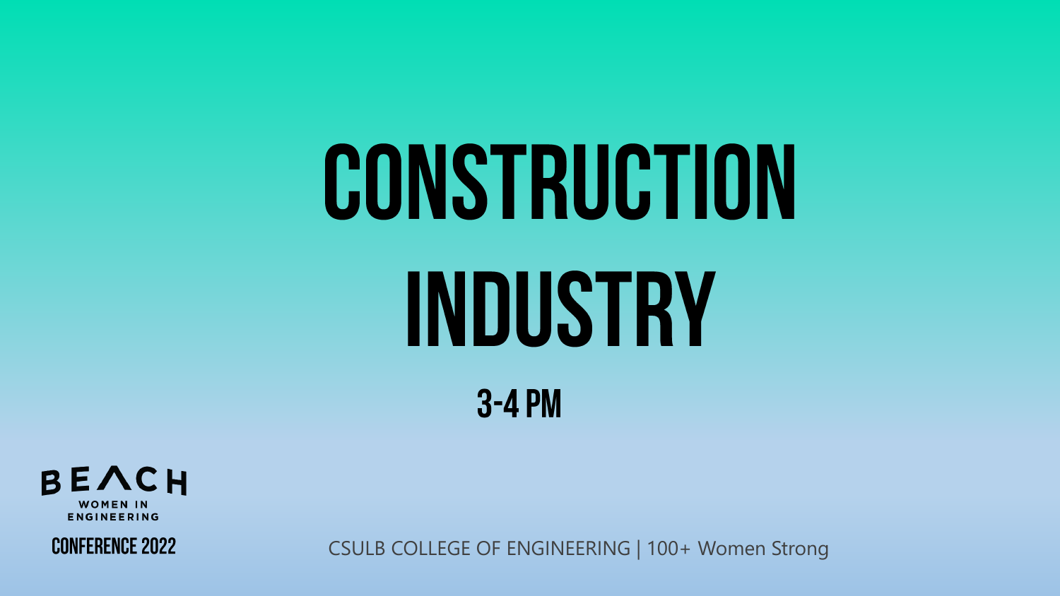# CONSTRUCTION INDUSTRY

## 3-4 PM

BEACH WOMEN IN ENGINEERING

CONFERENCE 2022

CSULB COLLEGE OF ENGINEERING | 100+ Women Strong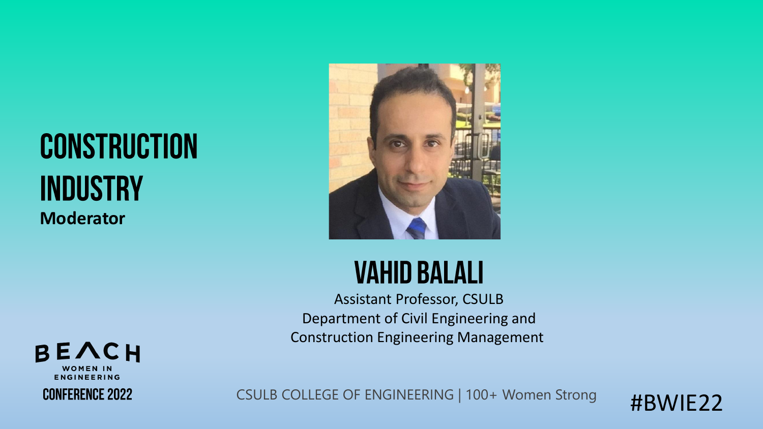# CONSTRUCTION INDUSTRY

**Moderator**

## VAHID BALALI

Assistant Professor, CSULB
Department of Civil Engineering and Construction Engineering Management

BEACH WOMEN IN ENGINEERING CONFERENCE 2022

CSULB COLLEGE OF ENGINEERING | 100+ Women Strong

#BWIE22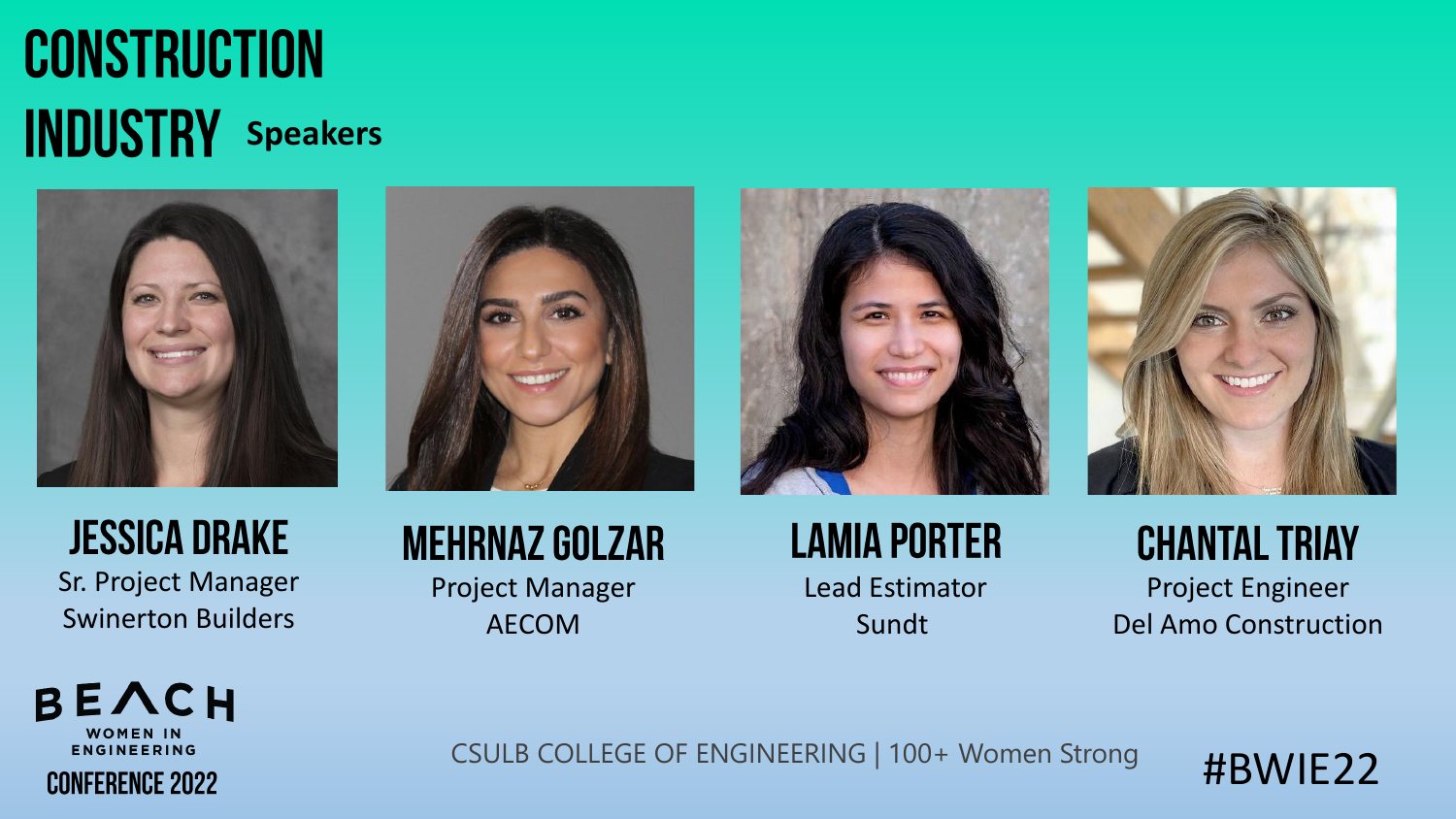# CONSTRUCTION INDUSTRY Speakers

**JESSICA DRAKE**
Sr. Project Manager
Swinerton Builders

**MEHRNAZ GOLZAR**
Project Manager
AECOM

**LAMIA PORTER**
Lead Estimator
Sundt

**CHANTAL TRIAY**
Project Engineer
Del Amo Construction

BEACH WOMEN IN ENGINEERING CONFERENCE 2022

CSULB COLLEGE OF ENGINEERING | 100+ Women Strong

#BWIE22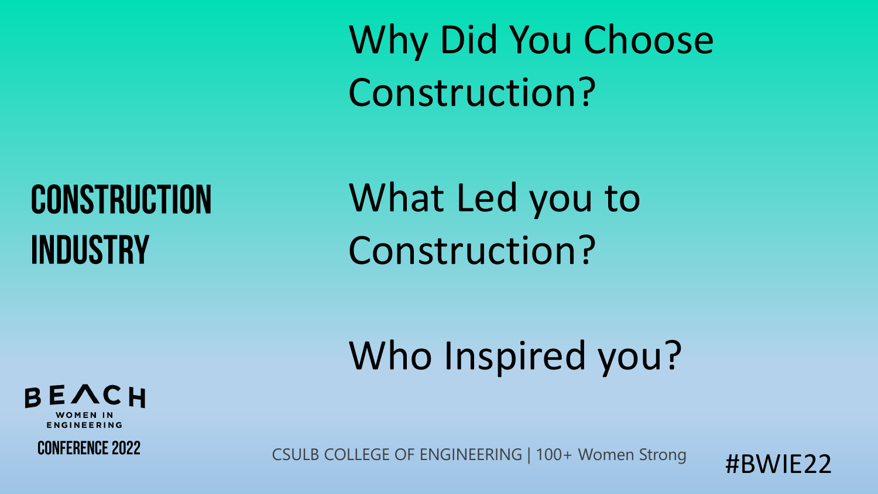# Construction Industry

Why Did You Choose Construction?

What Led you to Construction?

Who Inspired you?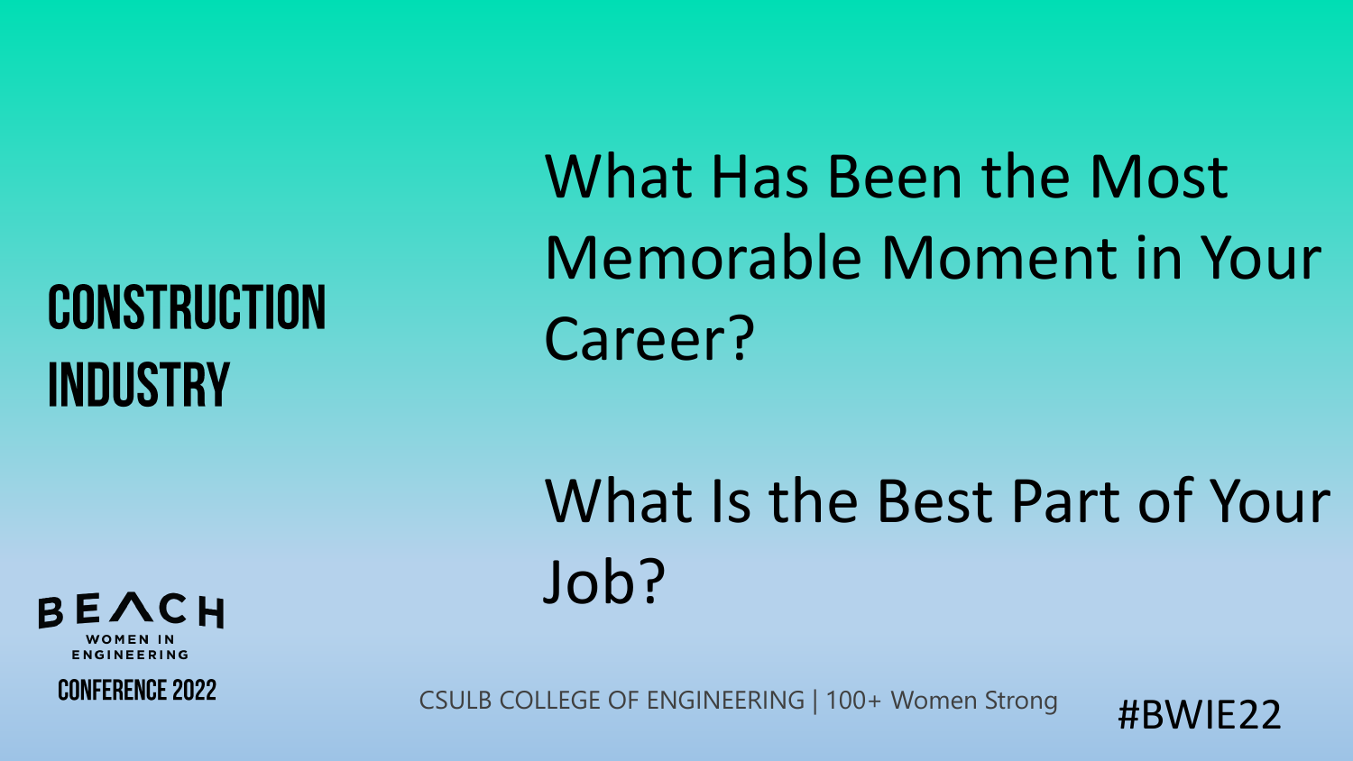# CONSTRUCTION INDUSTRY

What Has Been the Most Memorable Moment in Your Career?

What Is the Best Part of Your Job?

BEACH WOMEN IN ENGINEERING CONFERENCE 2022

CSULB COLLEGE OF ENGINEERING | 100+ Women Strong

#BWIE22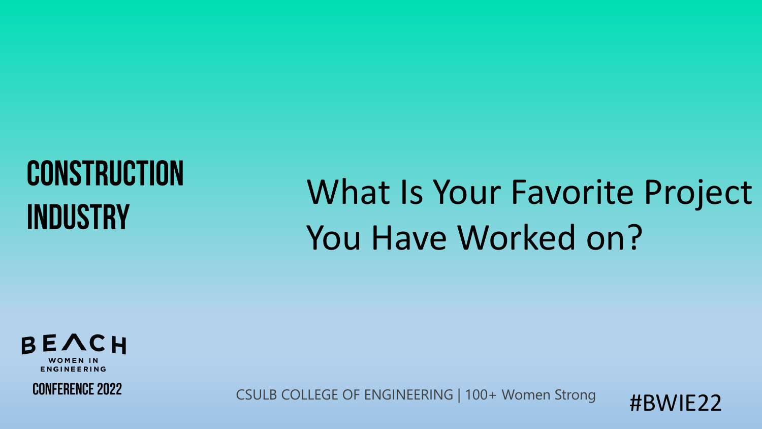# CONSTRUCTION INDUSTRY

## What Is Your Favorite Project You Have Worked on?

BEACH WOMEN IN ENGINEERING CONFERENCE 2022

CSULB COLLEGE OF ENGINEERING | 100+ Women Strong

#BWIE22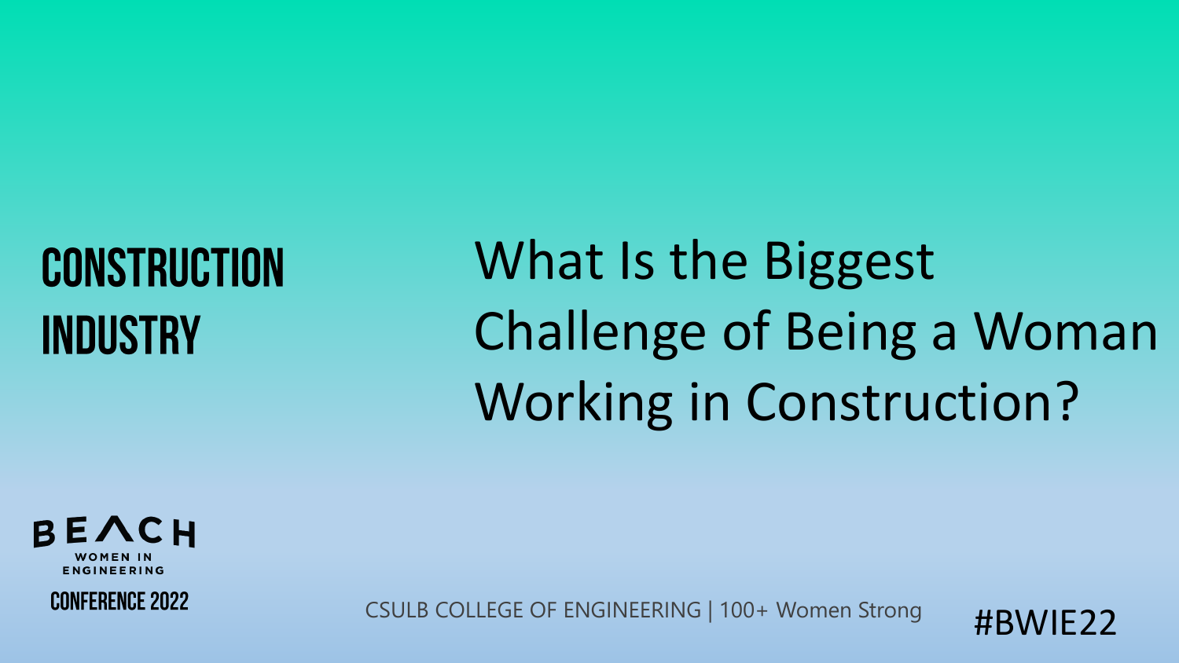## CONSTRUCTION INDUSTRY

# What Is the Biggest Challenge of Being a Woman Working in Construction?

BEACH WOMEN IN ENGINEERING CONFERENCE 2022

CSULB COLLEGE OF ENGINEERING | 100+ Women Strong

#BWIE22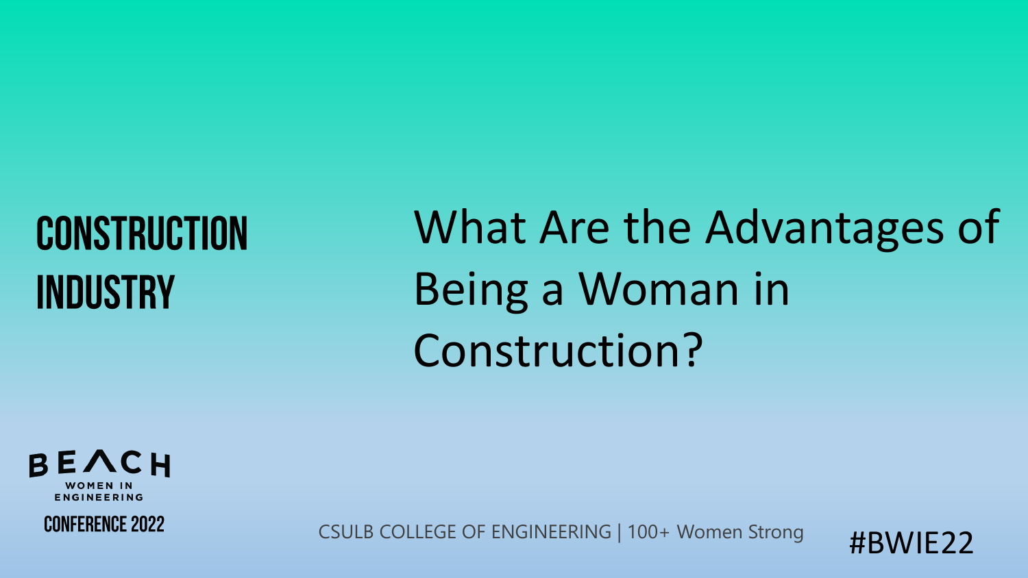## CONSTRUCTION INDUSTRY

# What Are the Advantages of Being a Woman in Construction?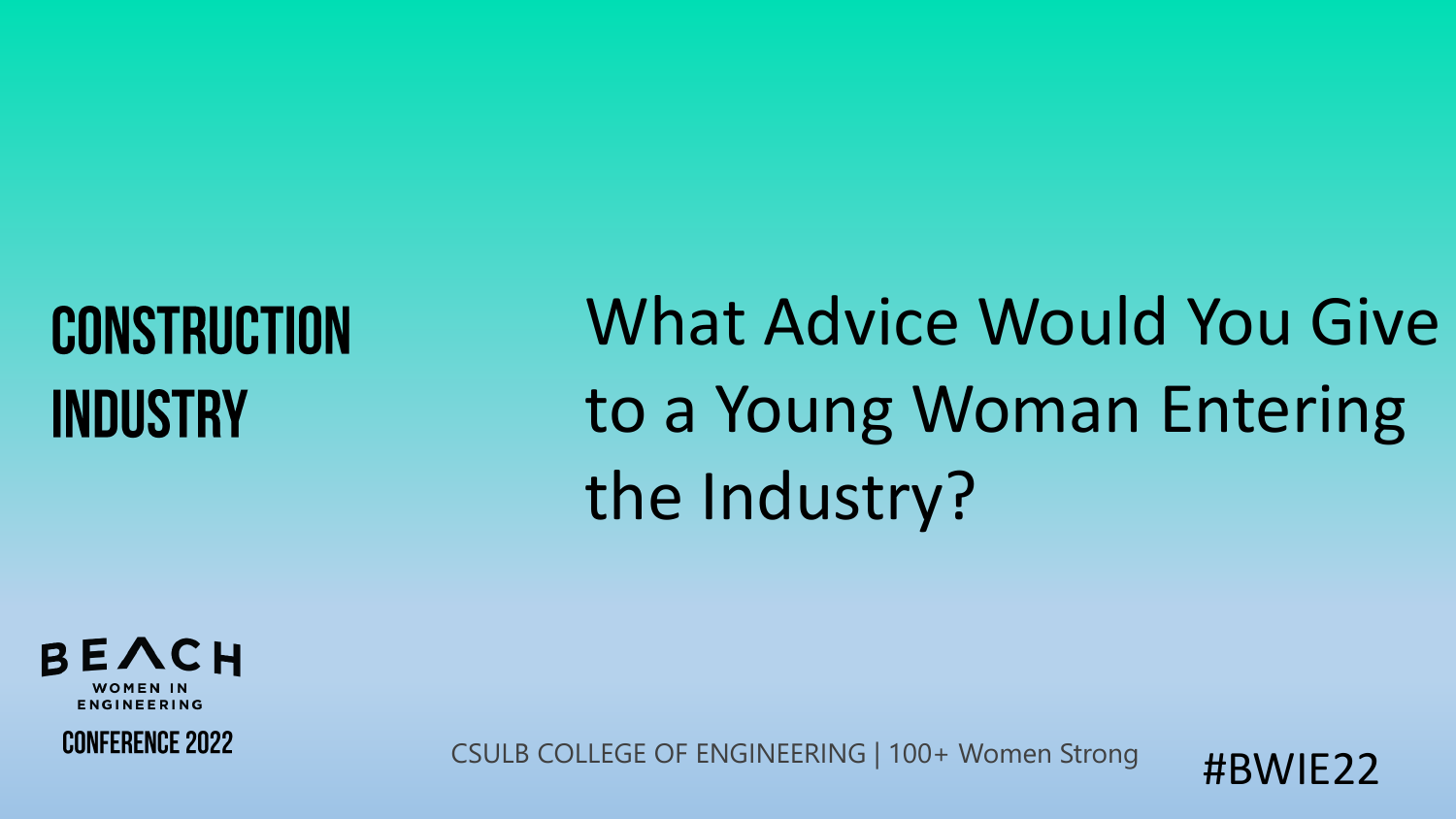# CONSTRUCTION INDUSTRY

## What Advice Would You Give to a Young Woman Entering the Industry?

BEACH WOMEN IN ENGINEERING

CONFERENCE 2022

CSULB COLLEGE OF ENGINEERING | 100+ Women Strong

#BWIE22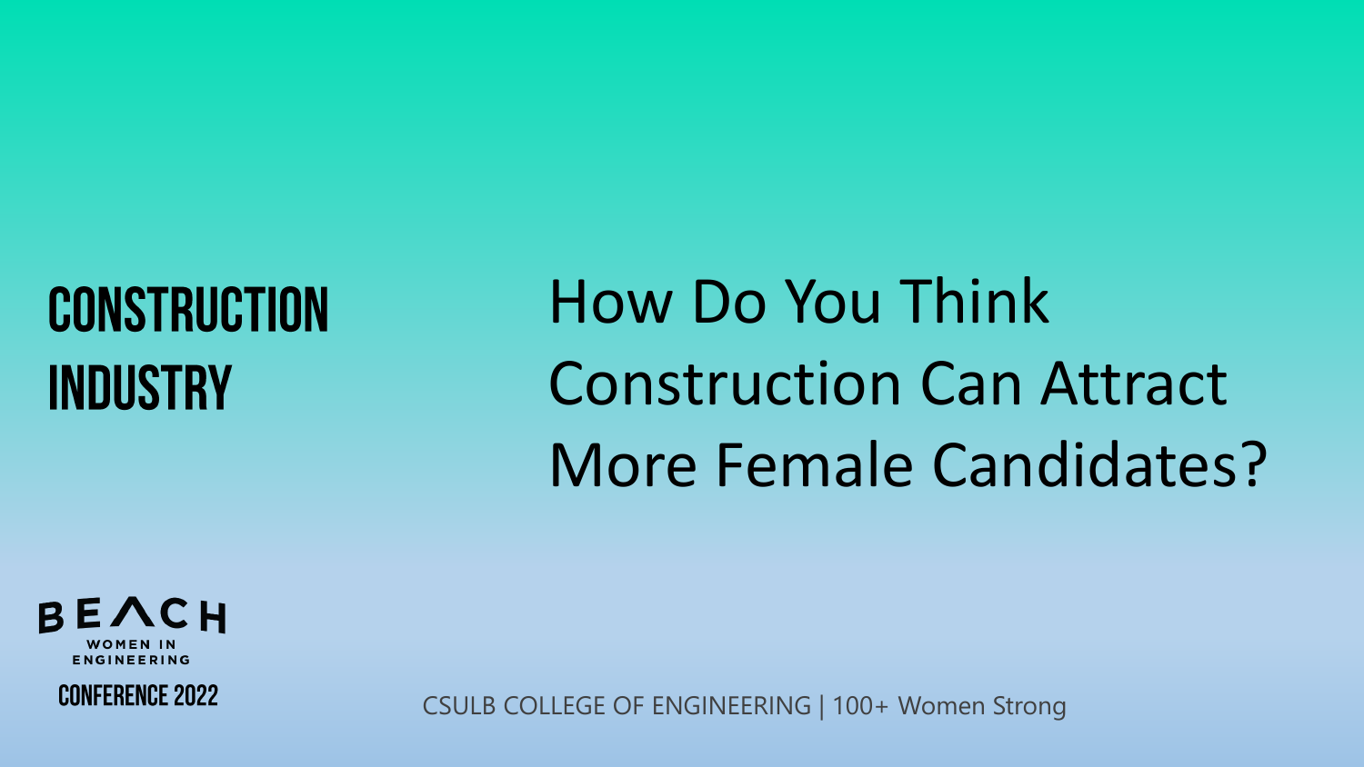# CONSTRUCTION INDUSTRY

## How Do You Think Construction Can Attract More Female Candidates?

BEACH WOMEN IN ENGINEERING CONFERENCE 2022

CSULB COLLEGE OF ENGINEERING | 100+ Women Strong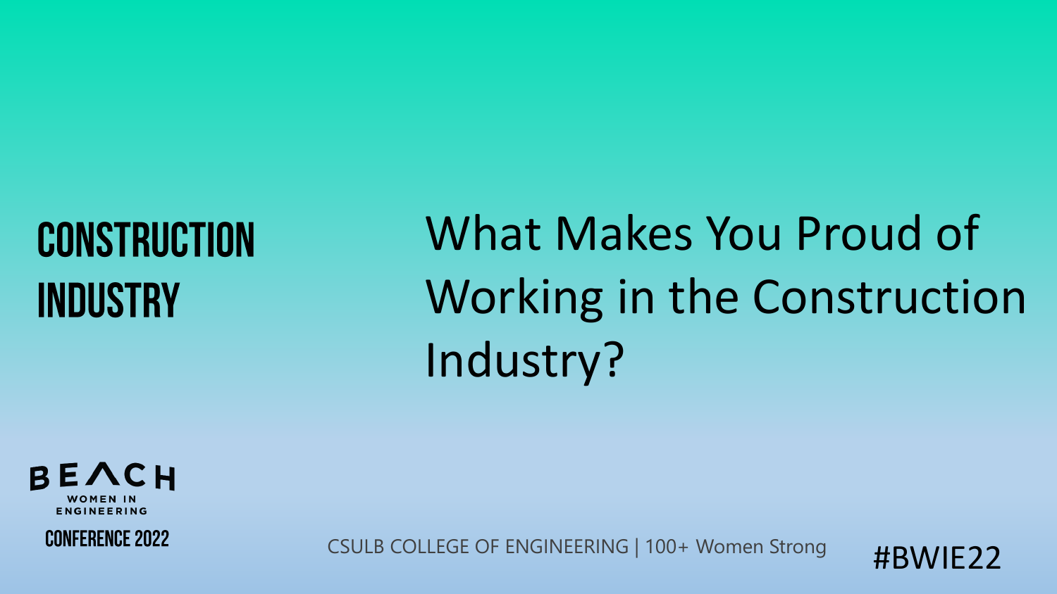# CONSTRUCTION INDUSTRY

## What Makes You Proud of Working in the Construction Industry?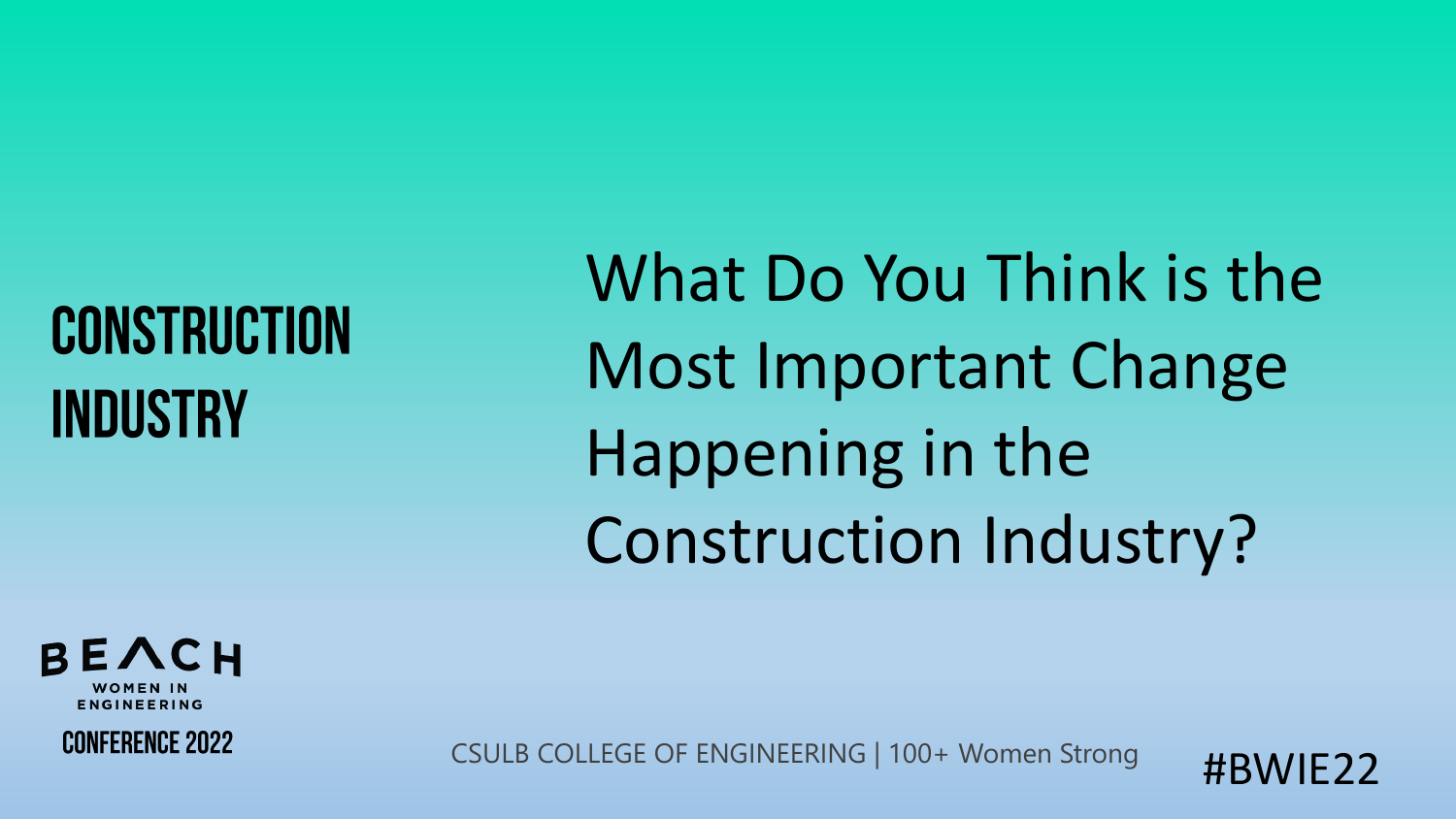# CONSTRUCTION INDUSTRY

## What Do You Think is the Most Important Change Happening in the Construction Industry?

BEACH WOMEN IN ENGINEERING CONFERENCE 2022

CSULB COLLEGE OF ENGINEERING | 100+ Women Strong

#BWIE22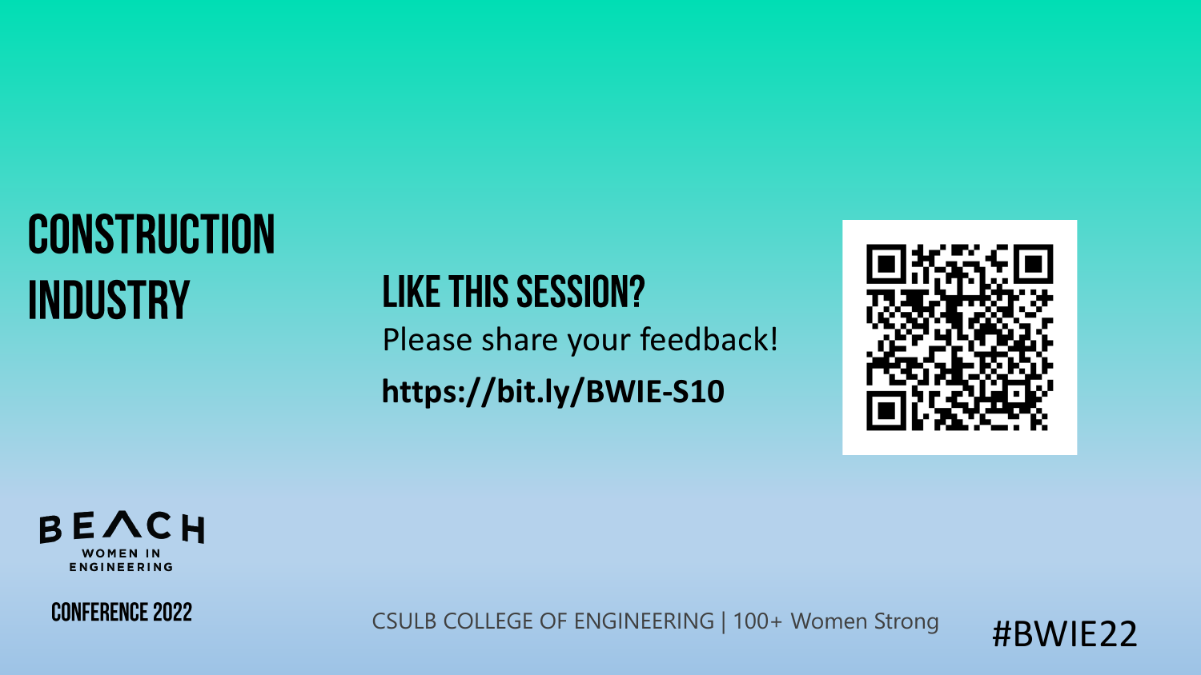# CONSTRUCTION INDUSTRY

## LIKE THIS SESSION?

Please share your feedback!

**https://bit.ly/BWIE-S10**

BEACH WOMEN IN ENGINEERING

CONFERENCE 2022

CSULB COLLEGE OF ENGINEERING | 100+ Women Strong

#BWIE22